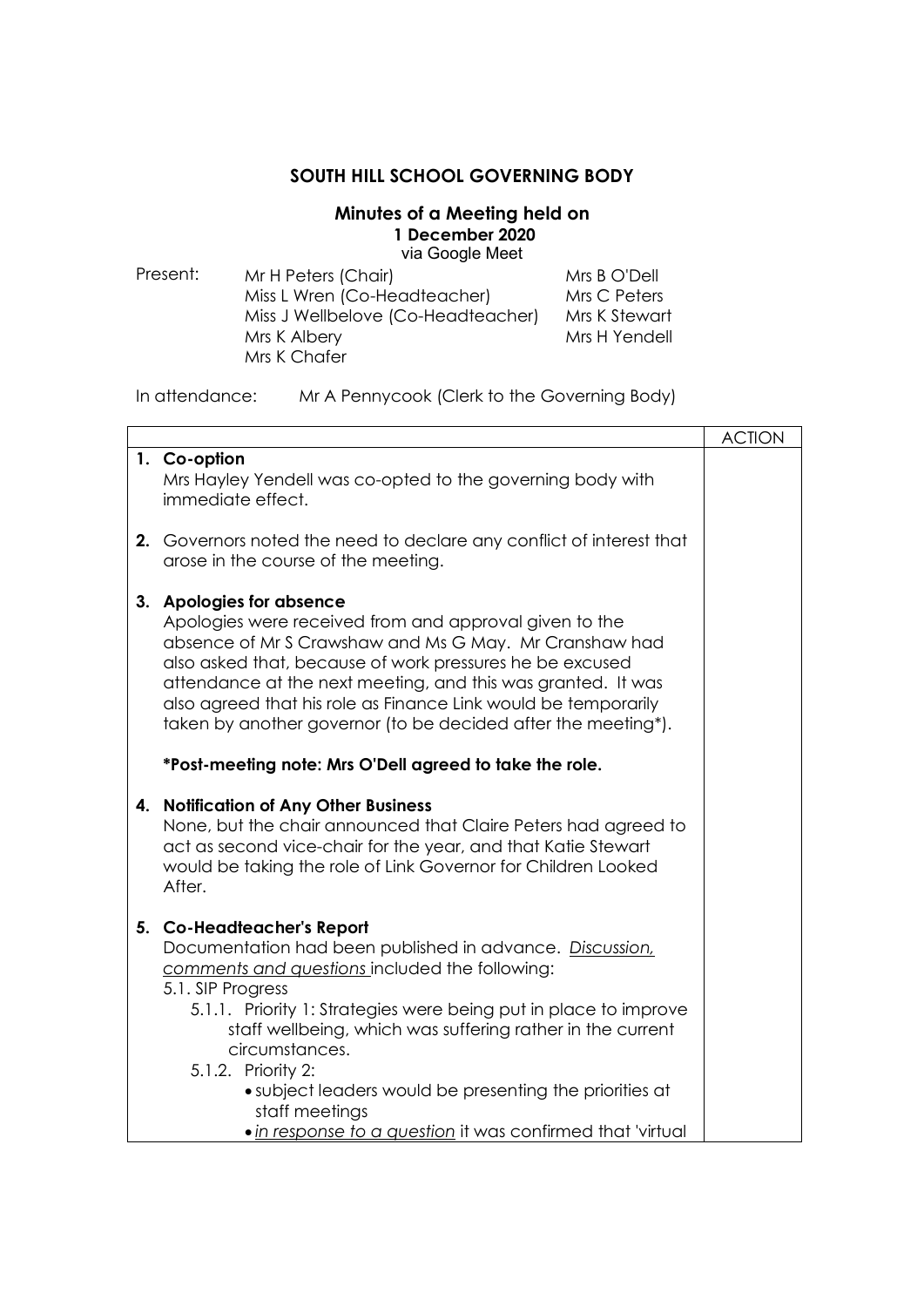## SOUTH HILL SCHOOL GOVERNING BODY

### Minutes of a Meeting held on
**1 December 2020**
via Google Meet

| Present: | | |
|---|---|---|
| | Mr H Peters (Chair) | Mrs B O'Dell |
| | Miss L Wren (Co-Headteacher) | Mrs C Peters |
| | Miss J Wellbelove (Co-Headteacher) | Mrs K Stewart |
| | Mrs K Albery | Mrs H Yendell |
| | Mrs K Chafer | |

In attendance: Mr A Pennycook (Clerk to the Governing Body)

| | ACTION |
|---|---|
| **1. Co-option**<br>Mrs Hayley Yendell was co-opted to the governing body with immediate effect. | |
| **2.** Governors noted the need to declare any conflict of interest that arose in the course of the meeting. | |
| **3. Apologies for absence**<br>Apologies were received from and approval given to the absence of Mr S Crawshaw and Ms G May. Mr Cranshaw had also asked that, because of work pressures he be excused attendance at the next meeting, and this was granted. It was also agreed that his role as Finance Link would be temporarily taken by another governor (to be decided after the meeting*).<br><br>***Post-meeting note: Mrs O'Dell agreed to take the role.** | |
| **4. Notification of Any Other Business**<br>None, but the chair announced that Claire Peters had agreed to act as second vice-chair for the year, and that Katie Stewart would be taking the role of Link Governor for Children Looked After. | |
| **5. Co-Headteacher's Report**<br>Documentation had been published in advance. *Discussion, comments and questions* included the following:<br>5.1. SIP Progress<br>5.1.1. Priority 1: Strategies were being put in place to improve staff wellbeing, which was suffering rather in the current circumstances.<br>5.1.2. Priority 2:<br>• subject leaders would be presenting the priorities at staff meetings<br>• *in response to a question* it was confirmed that 'virtual | |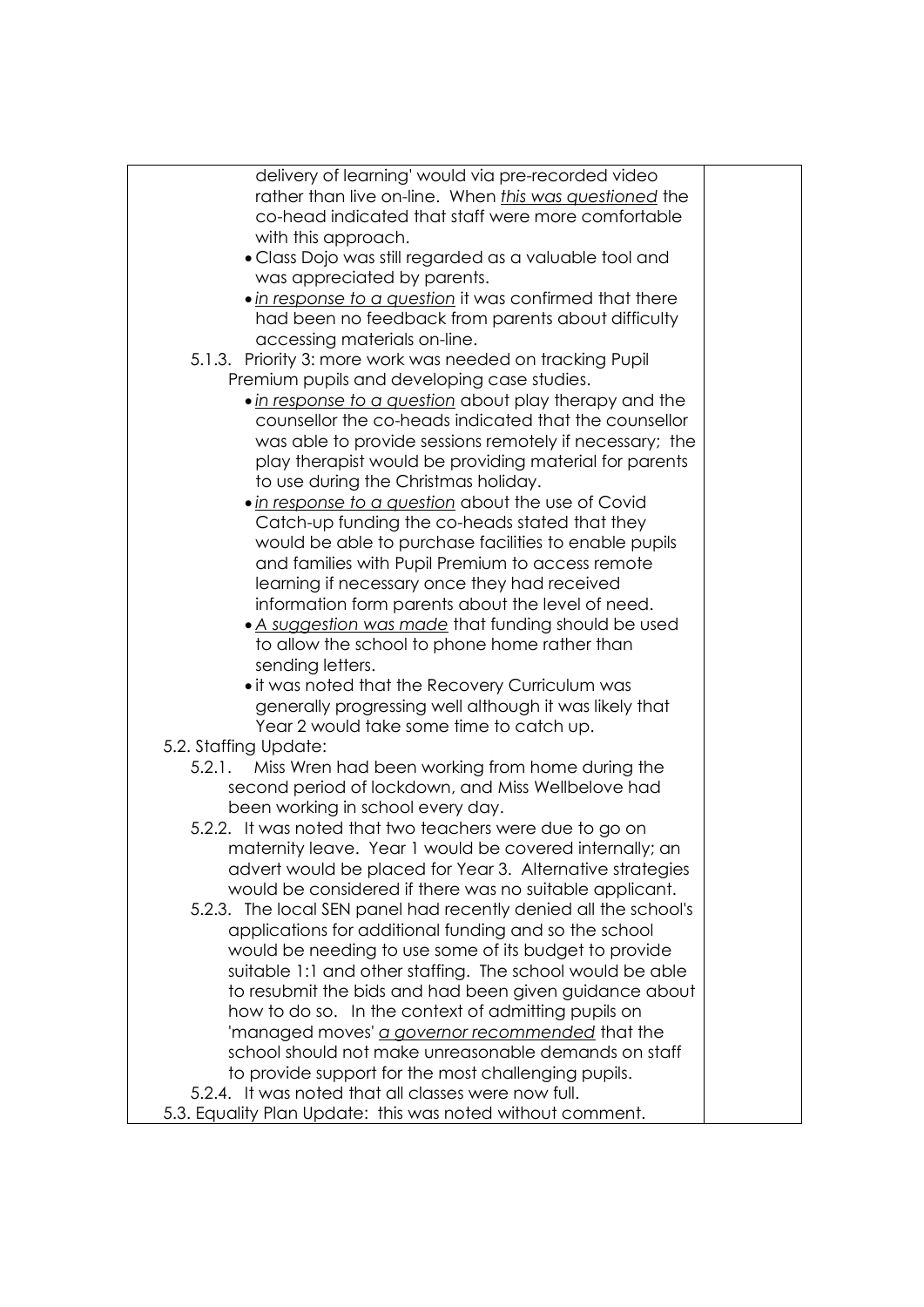| | |
|---|---|
| delivery of learning' would via pre-recorded video rather than live on-line. When <u>*this was questioned*</u> the co-head indicated that staff were more comfortable with this approach.<br>• Class Dojo was still regarded as a valuable tool and was appreciated by parents.<br>• <u>*in response to a question*</u> it was confirmed that there had been no feedback from parents about difficulty accessing materials on-line.<br>5.1.3. Priority 3: more work was needed on tracking Pupil Premium pupils and developing case studies.<br>• <u>*in response to a question*</u> about play therapy and the counsellor the co-heads indicated that the counsellor was able to provide sessions remotely if necessary; the play therapist would be providing material for parents to use during the Christmas holiday.<br>• <u>*in response to a question*</u> about the use of Covid Catch-up funding the co-heads stated that they would be able to purchase facilities to enable pupils and families with Pupil Premium to access remote learning if necessary once they had received information form parents about the level of need.<br>• <u>*A suggestion was made*</u> that funding should be used to allow the school to phone home rather than sending letters.<br>• it was noted that the Recovery Curriculum was generally progressing well although it was likely that Year 2 would take some time to catch up.<br>5.2. Staffing Update:<br>5.2.1. Miss Wren had been working from home during the second period of lockdown, and Miss Wellbelove had been working in school every day.<br>5.2.2. It was noted that two teachers were due to go on maternity leave. Year 1 would be covered internally; an advert would be placed for Year 3. Alternative strategies would be considered if there was no suitable applicant.<br>5.2.3. The local SEN panel had recently denied all the school's applications for additional funding and so the school would be needing to use some of its budget to provide suitable 1:1 and other staffing. The school would be able to resubmit the bids and had been given guidance about how to do so. In the context of admitting pupils on 'managed moves' <u>*a governor recommended*</u> that the school should not make unreasonable demands on staff to provide support for the most challenging pupils.<br>5.2.4. It was noted that all classes were now full.<br>5.3. Equality Plan Update: this was noted without comment. | |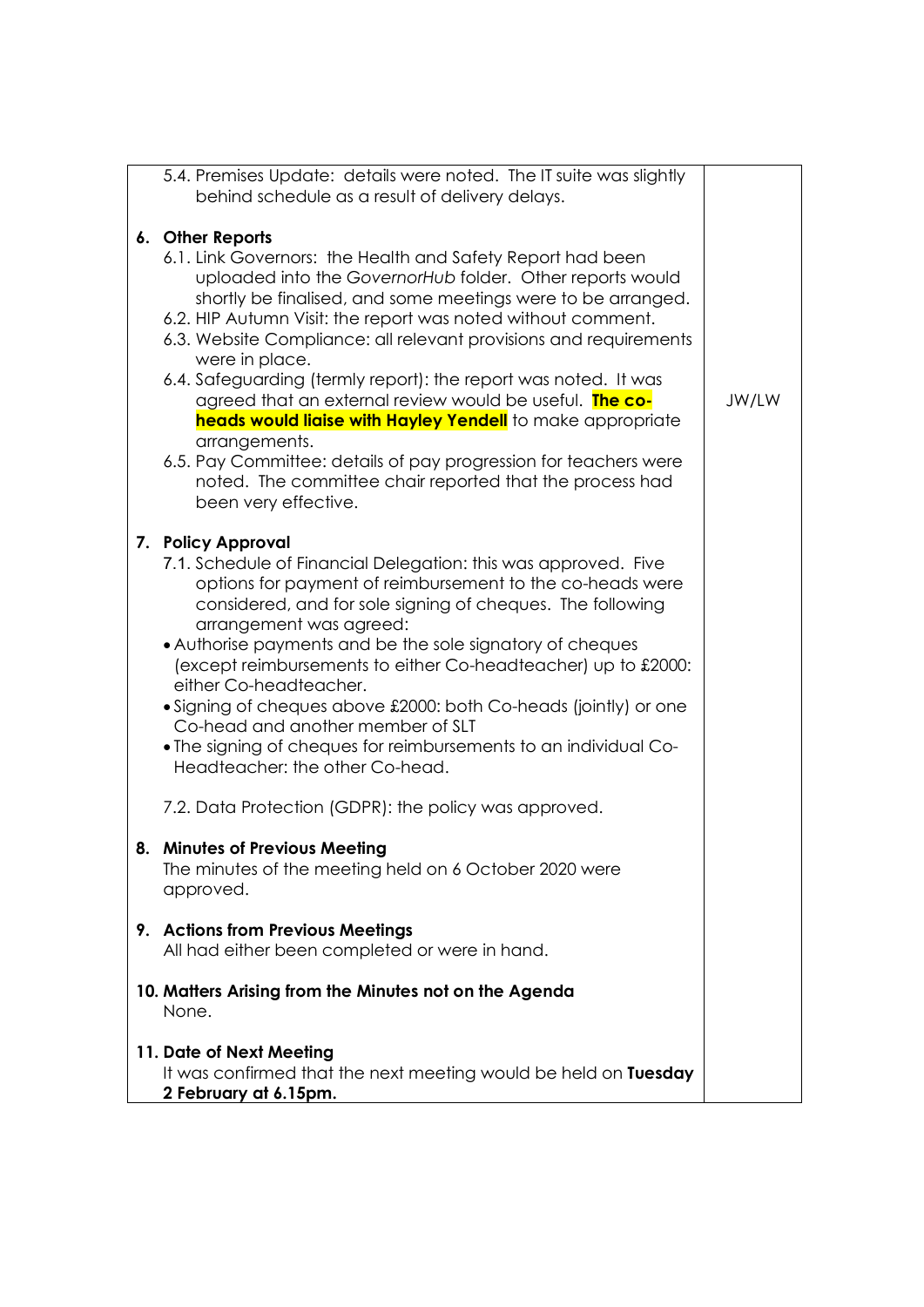| | |
|---|---|
| 5.4. Premises Update: details were noted. The IT suite was slightly behind schedule as a result of delivery delays. | |
| **6. Other Reports** | |
| 6.1. Link Governors: the Health and Safety Report had been uploaded into the *GovernorHub* folder. Other reports would shortly be finalised, and some meetings were to be arranged. | |
| 6.2. HIP Autumn Visit: the report was noted without comment. | |
| 6.3. Website Compliance: all relevant provisions and requirements were in place. | |
| 6.4. Safeguarding (termly report): the report was noted. It was agreed that an external review would be useful. **The co-heads would liaise with Hayley Yendell** to make appropriate arrangements. | JW/LW |
| 6.5. Pay Committee: details of pay progression for teachers were noted. The committee chair reported that the process had been very effective. | |
| **7. Policy Approval** | |
| 7.1. Schedule of Financial Delegation: this was approved. Five options for payment of reimbursement to the co-heads were considered, and for sole signing of cheques. The following arrangement was agreed:<br>• Authorise payments and be the sole signatory of cheques (except reimbursements to either Co-headteacher) up to £2000: either Co-headteacher.<br>• Signing of cheques above £2000: both Co-heads (jointly) or one Co-head and another member of SLT<br>• The signing of cheques for reimbursements to an individual Co-Headteacher: the other Co-head. | |
| 7.2. Data Protection (GDPR): the policy was approved. | |
| **8. Minutes of Previous Meeting**<br>The minutes of the meeting held on 6 October 2020 were approved. | |
| **9. Actions from Previous Meetings**<br>All had either been completed or were in hand. | |
| **10. Matters Arising from the Minutes not on the Agenda**<br>None. | |
| **11. Date of Next Meeting**<br>It was confirmed that the next meeting would be held on **Tuesday 2 February at 6.15pm.** | |